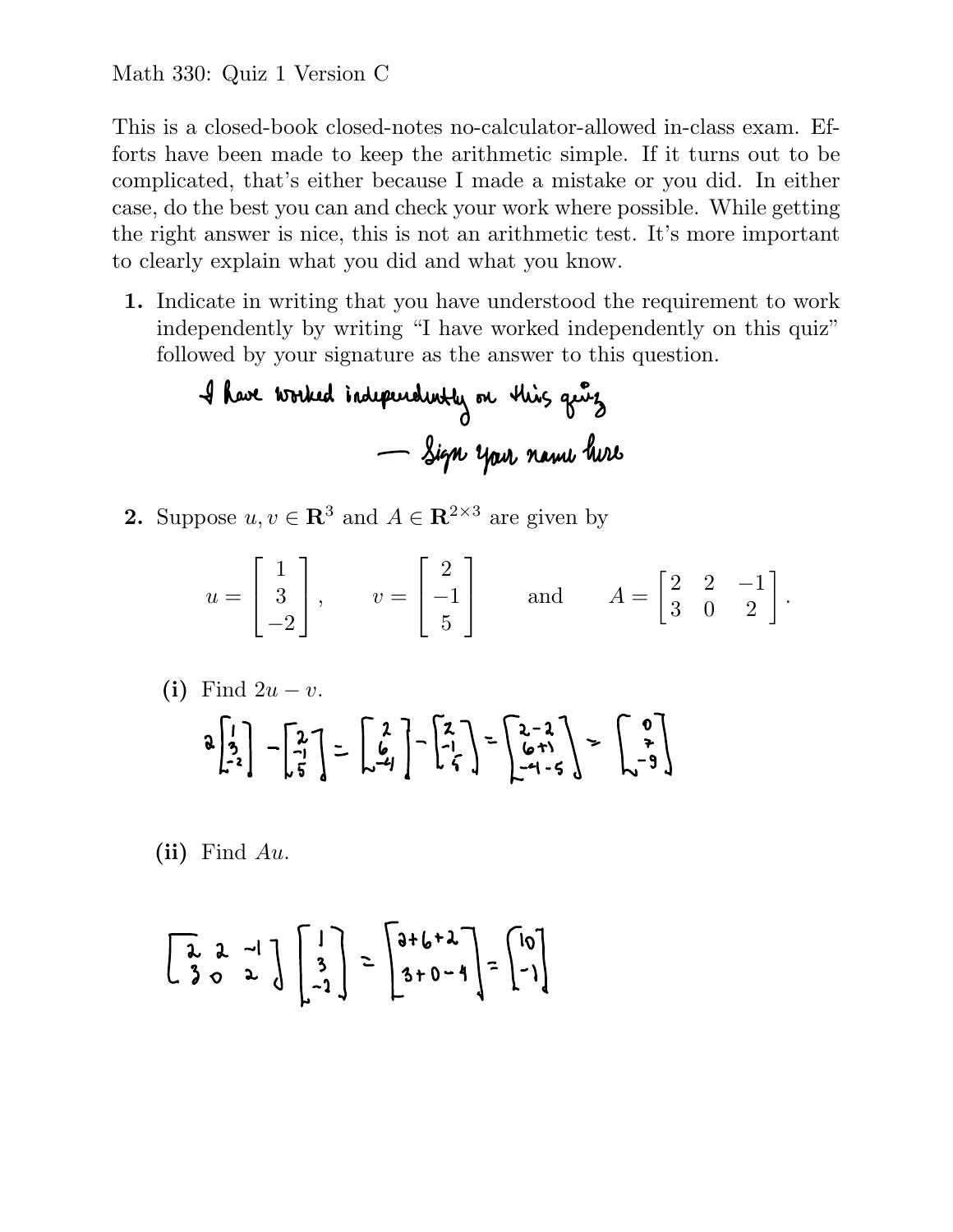Math 330: Quiz 1 Version C

This is a closed-book closed-notes no-calculator-allowed in-class exam. Efforts have been made to keep the arithmetic simple. If it turns out to be complicated, that's either because I made a mistake or you did. In either case, do the best you can and check your work where possible. While getting the right answer is nice, this is not an arithmetic test. It's more important to clearly explain what you did and what you know.

**1.** Indicate in writing that you have understood the requirement to work independently by writing "I have worked independently on this quiz" followed by your signature as the answer to this question.

I have worked independently on this quiz
— Sign your name here

**2.** Suppose $u, v \in \mathbf{R}^3$ and $A \in \mathbf{R}^{2\times 3}$ are given by

$$u = \begin{bmatrix} 1 \\ 3 \\ -2 \end{bmatrix}, \qquad v = \begin{bmatrix} 2 \\ -1 \\ 5 \end{bmatrix} \qquad \text{and} \qquad A = \begin{bmatrix} 2 & 2 & -1 \\ 3 & 0 & 2 \end{bmatrix}.$$

**(i)** Find $2u - v$.

$$2\begin{bmatrix} 1 \\ 3 \\ -2 \end{bmatrix} - \begin{bmatrix} 2 \\ -1 \\ 5 \end{bmatrix} = \begin{bmatrix} 2 \\ 6 \\ -4 \end{bmatrix} - \begin{bmatrix} 2 \\ -1 \\ 5 \end{bmatrix} = \begin{bmatrix} 2-2 \\ 6+1 \\ -4-5 \end{bmatrix} = \begin{bmatrix} 0 \\ 7 \\ -9 \end{bmatrix}$$

**(ii)** Find $Au$.

$$\begin{bmatrix} 2 & 2 & -1 \\ 3 & 0 & 2 \end{bmatrix} \begin{bmatrix} 1 \\ 3 \\ -2 \end{bmatrix} = \begin{bmatrix} 2+6+2 \\ 3+0-4 \end{bmatrix} = \begin{bmatrix} 10 \\ -1 \end{bmatrix}$$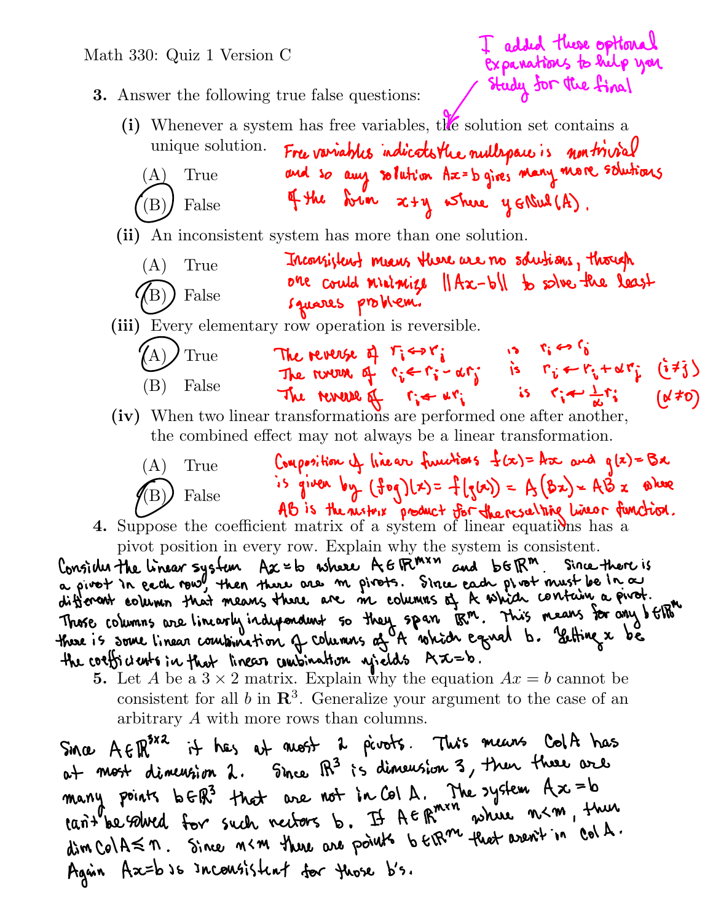Math 330: Quiz 1 Version C

*I added these optional expanations to help you study for the final*

**3.** Answer the following true false questions:

**(i)** Whenever a system has free variables, the solution set contains a unique solution.

(A) True

**(B) False** (circled)

*Free variables indicates the nullspace is nontrivial and so any solution $Ax=b$ gives many more solutions of the form $x+y$ where $y \in \text{Nul}(A)$.*

**(ii)** An inconsistent system has more than one solution.

(A) True

**(B) False** (circled)

*Inconsistent means there are no solutions, though one could minimize $\|Ax-b\|$ to solve the least squares problem.*

**(iii)** Every elementary row operation is reversible.

**(A) True** (circled)

(B) False

*The reverse of $r_i \leftrightarrow r_j$ is $r_i \leftrightarrow r_j$*
*The reverse of $r_i \leftarrow r_i - \alpha r_j$ is $r_i \leftarrow r_i + \alpha r_j$ $(i \neq j)$*
*The reverse of $r_i \leftarrow \alpha r_i$ is $r_i \leftarrow \frac{1}{\alpha} r_i$ $(\alpha \neq 0)$*

**(iv)** When two linear transformations are performed one after another, the combined effect may not always be a linear transformation.

(A) True

**(B) False** (circled)

*Composition of linear functions $f(x)=Ax$ and $g(x)=Bx$ is given by $(f \circ g)(x) = f(g(x)) = A(Bx) = ABx$ where $AB$ is the matrix product for the resulting linear function.*

**4.** Suppose the coefficient matrix of a system of linear equations has a pivot position in every row. Explain why the system is consistent.

*Consider the linear system $Ax=b$ where $A \in \mathbb{R}^{m\times n}$ and $b \in \mathbb{R}^m$. Since there is a pivot in each row, then there are $m$ pivots. Since each pivot must be in a different column that means there are $m$ columns of $A$ which contain a pivot. Those columns are linearly independent so they span $\mathbb{R}^m$. This means for any $b \in \mathbb{R}^m$ there is some linear combination of columns of $A$ which equal $b$. Letting $x$ be the coefficients in that linear combination yields $Ax=b$.*

**5.** Let $A$ be a $3 \times 2$ matrix. Explain why the equation $Ax = b$ cannot be consistent for all $b$ in $\mathbf{R}^3$. Generalize your argument to the case of an arbitrary $A$ with more rows than columns.

*Since $A \in \mathbb{R}^{3\times 2}$ it has at most 2 pivots. This means Col $A$ has at most dimension 2. Since $\mathbb{R}^3$ is dimension 3, then there are many points $b \in \mathbb{R}^3$ that are not in Col $A$. The system $Ax=b$ can't be solved for such vectors $b$. If $A \in \mathbb{R}^{m\times n}$ where $n<m$, then $\dim \text{Col} A \leq n$. Since $n<m$ there are points $b \in \mathbb{R}^m$ that aren't in Col $A$. Again $Ax=b$ is inconsistent for those $b$'s.*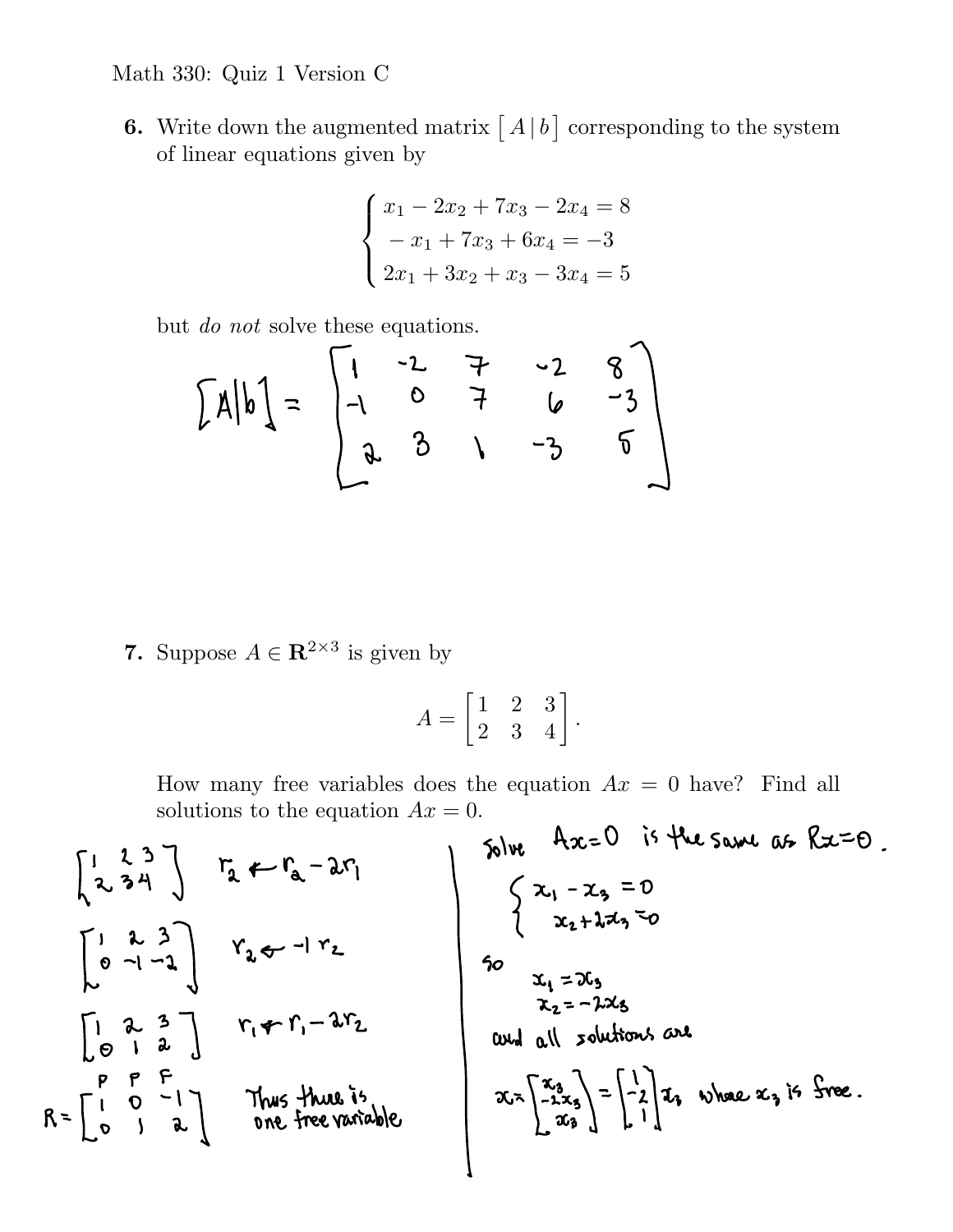Math 330: Quiz 1 Version C

**6.** Write down the augmented matrix $[\,A\,|\,b\,]$ corresponding to the system of linear equations given by

$$\begin{cases} x_1 - 2x_2 + 7x_3 - 2x_4 = 8 \\ -x_1 + 7x_3 + 6x_4 = -3 \\ 2x_1 + 3x_2 + x_3 - 3x_4 = 5 \end{cases}$$

but *do not* solve these equations.

$$[A|b] = \begin{bmatrix} 1 & -2 & 7 & -2 & 8 \\ -1 & 0 & 7 & 6 & -3 \\ 2 & 3 & 1 & -3 & 5 \end{bmatrix}$$

**7.** Suppose $A \in \mathbf{R}^{2\times 3}$ is given by

$$A = \begin{bmatrix} 1 & 2 & 3 \\ 2 & 3 & 4 \end{bmatrix}.$$

How many free variables does the equation $Ax = 0$ have? Find all solutions to the equation $Ax = 0$.

$$\begin{bmatrix} 1 & 2 & 3 \\ 2 & 3 & 4 \end{bmatrix} \quad r_2 \leftarrow r_2 - 2r_1$$

$$\begin{bmatrix} 1 & 2 & 3 \\ 0 & -1 & -2 \end{bmatrix} \quad r_2 \leftarrow -1\, r_2$$

$$\begin{bmatrix} 1 & 2 & 3 \\ 0 & 1 & 2 \end{bmatrix} \quad r_1 \leftarrow r_1 - 2r_2$$

$$R = \begin{bmatrix} 1 & 0 & -1 \\ 0 & 1 & 2 \end{bmatrix} \quad (\text{P} \;\; \text{P} \;\; \text{F})$$

Thus there is one free variable

Solve $Ax = 0$ is the same as $Rx = 0$.

$$\begin{cases} x_1 - x_3 = 0 \\ x_2 + 2x_3 = 0 \end{cases}$$

so

$$x_1 = x_3$$
$$x_2 = -2x_3$$

and all solutions are

$$x = \begin{bmatrix} x_3 \\ -2x_3 \\ x_3 \end{bmatrix} = \begin{bmatrix} 1 \\ -2 \\ 1 \end{bmatrix} x_3 \quad \text{where } x_3 \text{ is free.}$$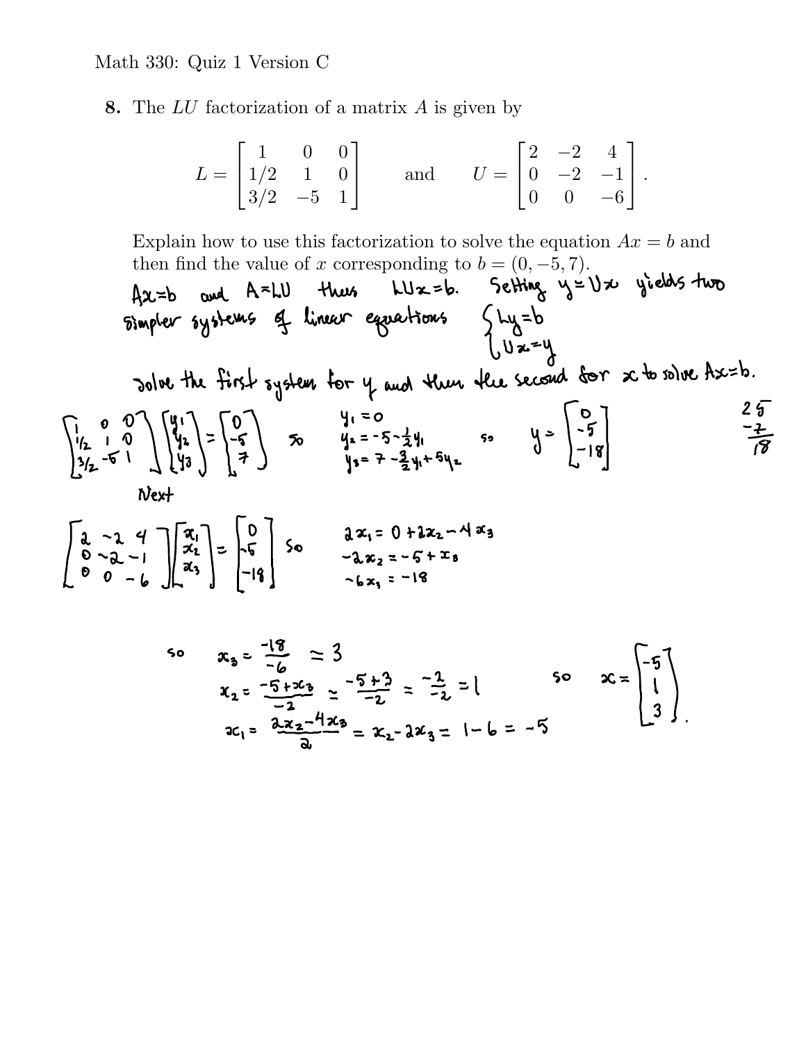Math 330: Quiz 1 Version C

**8.** The $LU$ factorization of a matrix $A$ is given by

$$L = \begin{bmatrix} 1 & 0 & 0 \\ 1/2 & 1 & 0 \\ 3/2 & -5 & 1 \end{bmatrix} \qquad \text{and} \qquad U = \begin{bmatrix} 2 & -2 & 4 \\ 0 & -2 & -1 \\ 0 & 0 & -6 \end{bmatrix}.$$

Explain how to use this factorization to solve the equation $Ax = b$ and then find the value of $x$ corresponding to $b = (0, -5, 7)$.

$Ax=b$ and $A=LU$ thus $LUx=b$. Setting $y=Ux$ yields two simpler systems of linear equations $\begin{cases} Ly=b \\ Ux=y \end{cases}$

Solve the first system for $y$ and then the second for $x$ to solve $Ax=b$.

$$\begin{bmatrix} 1 & 0 & 0 \\ 1/2 & 1 & 0 \\ 3/2 & -5 & 1 \end{bmatrix} \begin{bmatrix} y_1 \\ y_2 \\ y_3 \end{bmatrix} = \begin{bmatrix} 0 \\ -5 \\ 7 \end{bmatrix} \quad \text{so} \quad \begin{aligned} y_1 &= 0 \\ y_2 &= -5 - \tfrac{1}{2}y_1 \\ y_3 &= 7 - \tfrac{3}{2}y_1 + 5y_2 \end{aligned} \quad \text{so} \quad y = \begin{bmatrix} 0 \\ -5 \\ -18 \end{bmatrix}$$

$$\begin{array}{r} 25 \\ -7 \\ \hline 18 \end{array}$$

Next

$$\begin{bmatrix} 2 & -2 & 4 \\ 0 & -2 & -1 \\ 0 & 0 & -6 \end{bmatrix} \begin{bmatrix} x_1 \\ x_2 \\ x_3 \end{bmatrix} = \begin{bmatrix} 0 \\ -5 \\ -18 \end{bmatrix} \quad \text{so} \quad \begin{aligned} 2x_1 &= 0 + 2x_2 - 4x_3 \\ -2x_2 &= -5 + x_3 \\ -6x_3 &= -18 \end{aligned}$$

so
$$\begin{aligned} x_3 &= \frac{-18}{-6} = 3 \\ x_2 &= \frac{-5+x_3}{-2} = \frac{-5+3}{-2} = \frac{-2}{-2} = 1 \\ x_1 &= \frac{2x_2 - 4x_3}{2} = x_2 - 2x_3 = 1 - 6 = -5 \end{aligned} \quad \text{so} \quad x = \begin{bmatrix} -5 \\ 1 \\ 3 \end{bmatrix}.$$